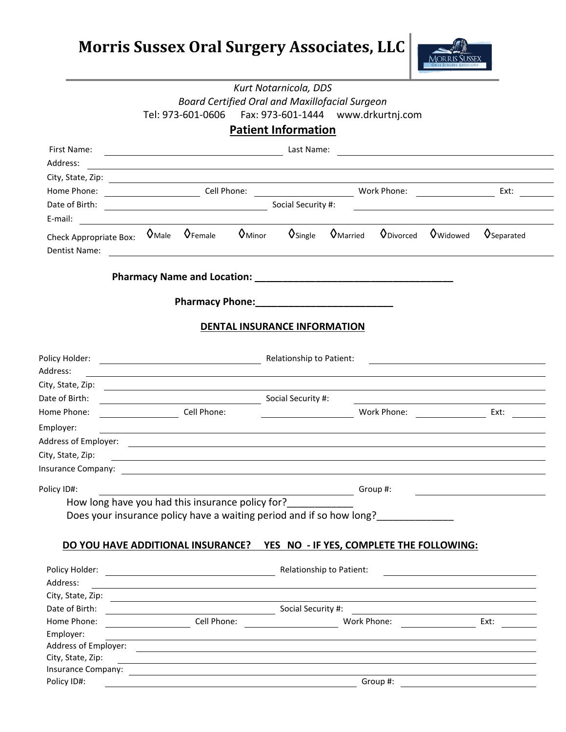# Morris Sussex Oral Surgery Associates, LLC

*Kurt Notarnicola, DDS*

*Board Certified Oral and Maxillofacial Surgeon*

Tel: 973-601-0606 Fax: 973-601-1444 www.drkurtnj.com

## Patient Information

First Name: ______________________ Last Name: ______________________

Address: ______________________

City, State, Zip: ______________________

Home Phone: ____________ Cell Phone: ____________ Work Phone: ____________ Ext: ______

Date of Birth: ____________ Social Security #: ____________

E-mail: ______________________

Check Appropriate Box: ◊Male ◊Female ◊Minor ◊Single ◊Married ◊Divorced ◊Widowed ◊Separated

Dentist Name: ______________________

**Pharmacy Name and Location: ______________________________________**

**Pharmacy Phone:_________________________**

## DENTAL INSURANCE INFORMATION

Policy Holder: ______________________ Relationship to Patient: ______________________

Address: ______________________

City, State, Zip: ______________________

Date of Birth: ____________ Social Security #: ____________

Home Phone: ____________ Cell Phone: ____________ Work Phone: ____________ Ext: ______

Employer: ______________________

Address of Employer: ______________________

City, State, Zip: ______________________

Insurance Company: ______________________

Policy ID#: ______________________ Group #: ______________________

How long have you had this insurance policy for?____________

Does your insurance policy have a waiting period and if so how long?______________

**DO YOU HAVE ADDITIONAL INSURANCE? YES NO - IF YES, COMPLETE THE FOLLOWING:**

Policy Holder: ______________________ Relationship to Patient: ______________________

Address: ______________________

City, State, Zip: ______________________

Date of Birth: ____________ Social Security #: ____________

Home Phone: ____________ Cell Phone: ____________ Work Phone: ____________ Ext: ______

Employer: ______________________

Address of Employer: ______________________

City, State, Zip: ______________________

Insurance Company: ______________________

Policy ID#: ______________________ Group #: ______________________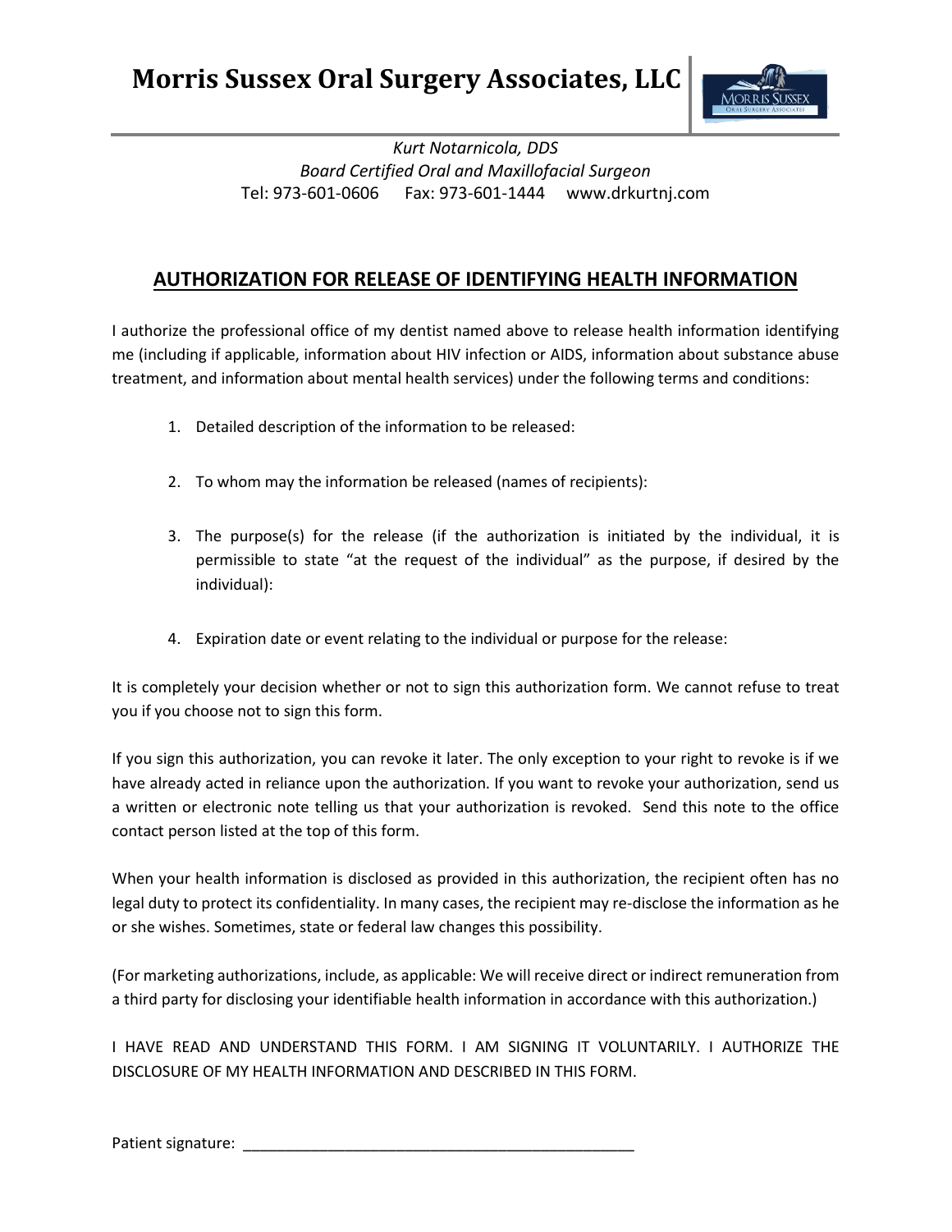# Morris Sussex Oral Surgery Associates, LLC

*Kurt Notarnicola, DDS*
*Board Certified Oral and Maxillofacial Surgeon*
Tel: 973-601-0606 Fax: 973-601-1444 www.drkurtnj.com

## AUTHORIZATION FOR RELEASE OF IDENTIFYING HEALTH INFORMATION

I authorize the professional office of my dentist named above to release health information identifying me (including if applicable, information about HIV infection or AIDS, information about substance abuse treatment, and information about mental health services) under the following terms and conditions:

1. Detailed description of the information to be released:
2. To whom may the information be released (names of recipients):
3. The purpose(s) for the release (if the authorization is initiated by the individual, it is permissible to state "at the request of the individual" as the purpose, if desired by the individual):
4. Expiration date or event relating to the individual or purpose for the release:

It is completely your decision whether or not to sign this authorization form. We cannot refuse to treat you if you choose not to sign this form.

If you sign this authorization, you can revoke it later. The only exception to your right to revoke is if we have already acted in reliance upon the authorization. If you want to revoke your authorization, send us a written or electronic note telling us that your authorization is revoked. Send this note to the office contact person listed at the top of this form.

When your health information is disclosed as provided in this authorization, the recipient often has no legal duty to protect its confidentiality. In many cases, the recipient may re-disclose the information as he or she wishes. Sometimes, state or federal law changes this possibility.

(For marketing authorizations, include, as applicable: We will receive direct or indirect remuneration from a third party for disclosing your identifiable health information in accordance with this authorization.)

I HAVE READ AND UNDERSTAND THIS FORM. I AM SIGNING IT VOLUNTARILY. I AUTHORIZE THE DISCLOSURE OF MY HEALTH INFORMATION AND DESCRIBED IN THIS FORM.

Patient signature: _______________________________________________